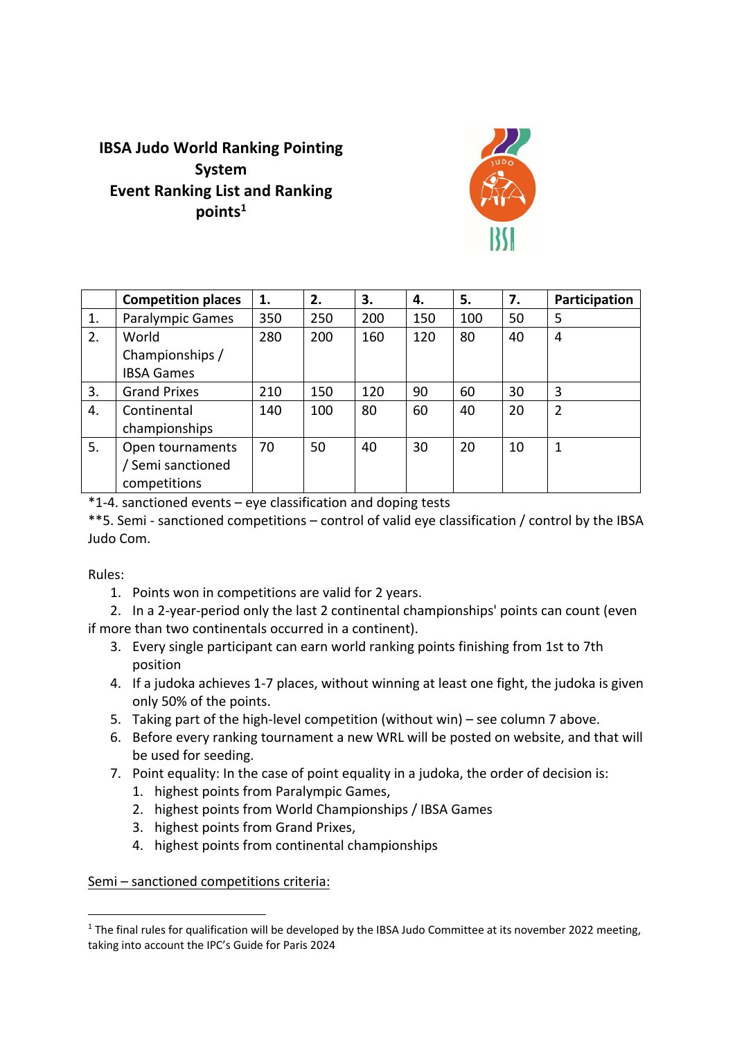# IBSA Judo World Ranking Pointing System
# Event Ranking List and Ranking points[1]

| | Competition places | 1. | 2. | 3. | 4. | 5. | 7. | Participation |
|---|---|---|---|---|---|---|---|---|
| 1. | Paralympic Games | 350 | 250 | 200 | 150 | 100 | 50 | 5 |
| 2. | World Championships / IBSA Games | 280 | 200 | 160 | 120 | 80 | 40 | 4 |
| 3. | Grand Prixes | 210 | 150 | 120 | 90 | 60 | 30 | 3 |
| 4. | Continental championships | 140 | 100 | 80 | 60 | 40 | 20 | 2 |
| 5. | Open tournaments / Semi sanctioned competitions | 70 | 50 | 40 | 30 | 20 | 10 | 1 |

*1-4. sanctioned events – eye classification and doping tests

**5. Semi - sanctioned competitions – control of valid eye classification / control by the IBSA Judo Com.

Rules:

1. Points won in competitions are valid for 2 years.
2. In a 2-year-period only the last 2 continental championships' points can count (even if more than two continentals occurred in a continent).
3. Every single participant can earn world ranking points finishing from 1st to 7th position
4. If a judoka achieves 1-7 places, without winning at least one fight, the judoka is given only 50% of the points.
5. Taking part of the high-level competition (without win) – see column 7 above.
6. Before every ranking tournament a new WRL will be posted on website, and that will be used for seeding.
7. Point equality: In the case of point equality in a judoka, the order of decision is:
   1. highest points from Paralympic Games,
   2. highest points from World Championships / IBSA Games
   3. highest points from Grand Prixes,
   4. highest points from continental championships

Semi – sanctioned competitions criteria:

[1] The final rules for qualification will be developed by the IBSA Judo Committee at its november 2022 meeting, taking into account the IPC's Guide for Paris 2024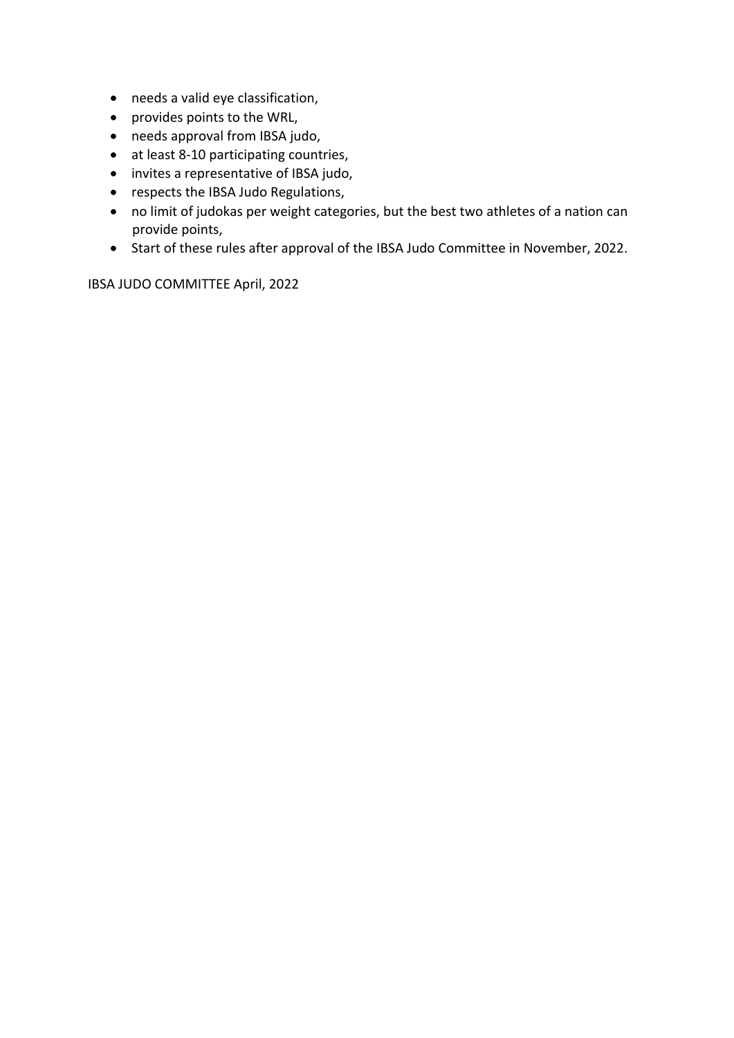- needs a valid eye classification,
- provides points to the WRL,
- needs approval from IBSA judo,
- at least 8-10 participating countries,
- invites a representative of IBSA judo,
- respects the IBSA Judo Regulations,
- no limit of judokas per weight categories, but the best two athletes of a nation can provide points,
- Start of these rules after approval of the IBSA Judo Committee in November, 2022.

IBSA JUDO COMMITTEE April, 2022